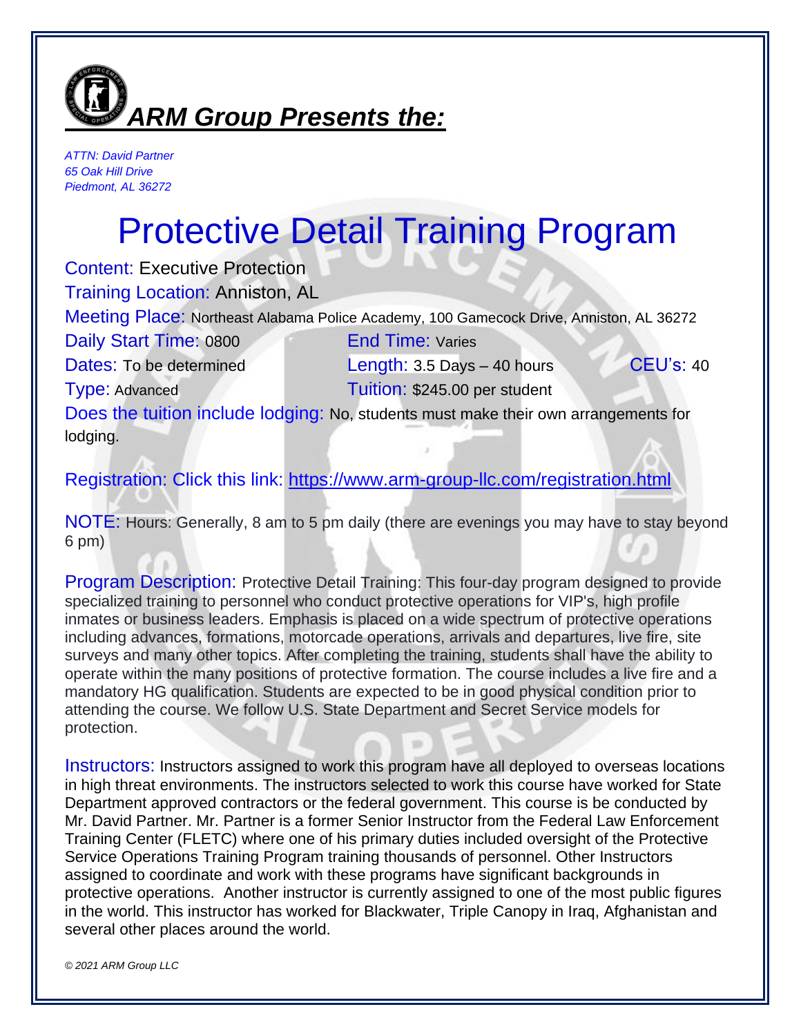## *ARM Group Presents the:*

*ATTN: David Partner*
*65 Oak Hill Drive*
*Piedmont, AL 36272*

# Protective Detail Training Program

Content: Executive Protection
Training Location: Anniston, AL
Meeting Place: Northeast Alabama Police Academy, 100 Gamecock Drive, Anniston, AL 36272
Daily Start Time: 0800 End Time: Varies
Dates: To be determined Length: 3.5 Days – 40 hours CEU's: 40
Type: Advanced Tuition: $245.00 per student
Does the tuition include lodging: No, students must make their own arrangements for lodging.

Registration: Click this link: https://www.arm-group-llc.com/registration.html

NOTE: Hours: Generally, 8 am to 5 pm daily (there are evenings you may have to stay beyond 6 pm)

Program Description: Protective Detail Training: This four-day program designed to provide specialized training to personnel who conduct protective operations for VIP's, high profile inmates or business leaders. Emphasis is placed on a wide spectrum of protective operations including advances, formations, motorcade operations, arrivals and departures, live fire, site surveys and many other topics. After completing the training, students shall have the ability to operate within the many positions of protective formation. The course includes a live fire and a mandatory HG qualification. Students are expected to be in good physical condition prior to attending the course. We follow U.S. State Department and Secret Service models for protection.

Instructors: Instructors assigned to work this program have all deployed to overseas locations in high threat environments. The instructors selected to work this course have worked for State Department approved contractors or the federal government. This course is be conducted by Mr. David Partner. Mr. Partner is a former Senior Instructor from the Federal Law Enforcement Training Center (FLETC) where one of his primary duties included oversight of the Protective Service Operations Training Program training thousands of personnel. Other Instructors assigned to coordinate and work with these programs have significant backgrounds in protective operations. Another instructor is currently assigned to one of the most public figures in the world. This instructor has worked for Blackwater, Triple Canopy in Iraq, Afghanistan and several other places around the world.

*© 2021 ARM Group LLC*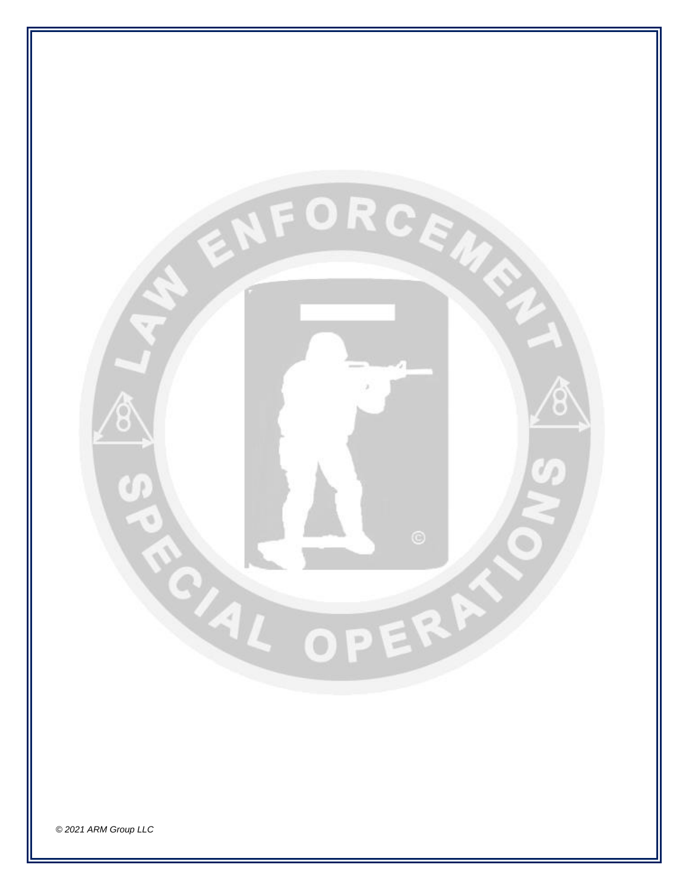© 2021 ARM Group LLC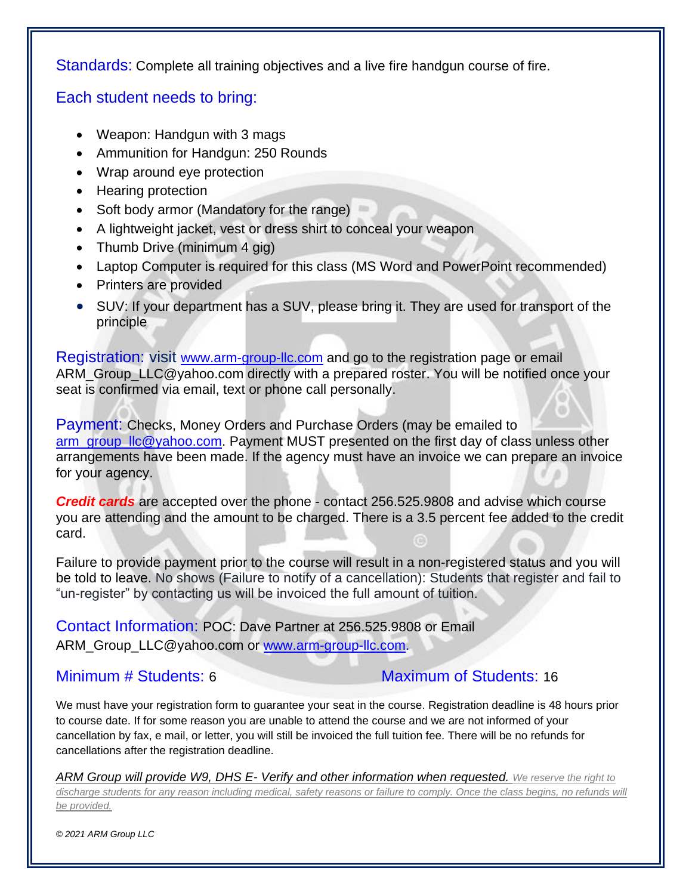Standards: Complete all training objectives and a live fire handgun course of fire.

Each student needs to bring:

- Weapon: Handgun with 3 mags
- Ammunition for Handgun: 250 Rounds
- Wrap around eye protection
- Hearing protection
- Soft body armor (Mandatory for the range)
- A lightweight jacket, vest or dress shirt to conceal your weapon
- Thumb Drive (minimum 4 gig)
- Laptop Computer is required for this class (MS Word and PowerPoint recommended)
- Printers are provided
- SUV: If your department has a SUV, please bring it. They are used for transport of the principle

Registration: visit www.arm-group-llc.com and go to the registration page or email ARM_Group_LLC@yahoo.com directly with a prepared roster. You will be notified once your seat is confirmed via email, text or phone call personally.

Payment: Checks, Money Orders and Purchase Orders (may be emailed to arm_group_llc@yahoo.com. Payment MUST presented on the first day of class unless other arrangements have been made. If the agency must have an invoice we can prepare an invoice for your agency.

***Credit cards*** are accepted over the phone - contact 256.525.9808 and advise which course you are attending and the amount to be charged. There is a 3.5 percent fee added to the credit card.

Failure to provide payment prior to the course will result in a non-registered status and you will be told to leave. No shows (Failure to notify of a cancellation): Students that register and fail to "un-register" by contacting us will be invoiced the full amount of tuition.

Contact Information: POC: Dave Partner at 256.525.9808 or Email ARM_Group_LLC@yahoo.com or www.arm-group-llc.com.

Minimum # Students: 6

Maximum of Students: 16

We must have your registration form to guarantee your seat in the course. Registration deadline is 48 hours prior to course date. If for some reason you are unable to attend the course and we are not informed of your cancellation by fax, e mail, or letter, you will still be invoiced the full tuition fee. There will be no refunds for cancellations after the registration deadline.

*ARM Group will provide W9, DHS E- Verify and other information when requested. We reserve the right to discharge students for any reason including medical, safety reasons or failure to comply. Once the class begins, no refunds will be provided.*

*© 2021 ARM Group LLC*